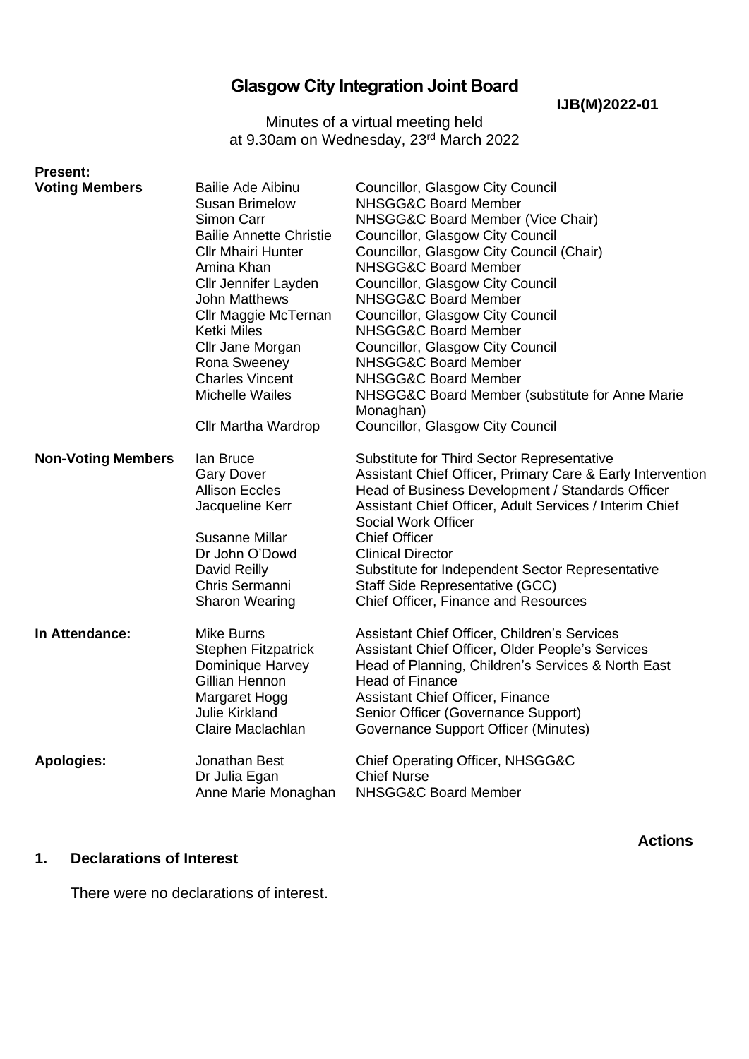# Glasgow City Integration Joint Board

**IJB(M)2022-01**

Minutes of a virtual meeting held at 9.30am on Wednesday, 23rd March 2022

**Present:**

| | | |
|---|---|---|
| **Voting Members** | Bailie Ade Aibinu | Councillor, Glasgow City Council |
| | Susan Brimelow | NHSGG&C Board Member |
| | Simon Carr | NHSGG&C Board Member (Vice Chair) |
| | Bailie Annette Christie | Councillor, Glasgow City Council |
| | Cllr Mhairi Hunter | Councillor, Glasgow City Council (Chair) |
| | Amina Khan | NHSGG&C Board Member |
| | Cllr Jennifer Layden | Councillor, Glasgow City Council |
| | John Matthews | NHSGG&C Board Member |
| | Cllr Maggie McTernan | Councillor, Glasgow City Council |
| | Ketki Miles | NHSGG&C Board Member |
| | Cllr Jane Morgan | Councillor, Glasgow City Council |
| | Rona Sweeney | NHSGG&C Board Member |
| | Charles Vincent | NHSGG&C Board Member |
| | Michelle Wailes | NHSGG&C Board Member (substitute for Anne Marie Monaghan) |
| | Cllr Martha Wardrop | Councillor, Glasgow City Council |
| **Non-Voting Members** | Ian Bruce | Substitute for Third Sector Representative |
| | Gary Dover | Assistant Chief Officer, Primary Care & Early Intervention |
| | Allison Eccles | Head of Business Development / Standards Officer |
| | Jacqueline Kerr | Assistant Chief Officer, Adult Services / Interim Chief Social Work Officer |
| | Susanne Millar | Chief Officer |
| | Dr John O'Dowd | Clinical Director |
| | David Reilly | Substitute for Independent Sector Representative |
| | Chris Sermanni | Staff Side Representative (GCC) |
| | Sharon Wearing | Chief Officer, Finance and Resources |
| **In Attendance:** | Mike Burns | Assistant Chief Officer, Children's Services |
| | Stephen Fitzpatrick | Assistant Chief Officer, Older People's Services |
| | Dominique Harvey | Head of Planning, Children's Services & North East |
| | Gillian Hennon | Head of Finance |
| | Margaret Hogg | Assistant Chief Officer, Finance |
| | Julie Kirkland | Senior Officer (Governance Support) |
| | Claire Maclachlan | Governance Support Officer (Minutes) |
| **Apologies:** | Jonathan Best | Chief Operating Officer, NHSGG&C |
| | Dr Julia Egan | Chief Nurse |
| | Anne Marie Monaghan | NHSGG&C Board Member |

**Actions**

## 1. Declarations of Interest

There were no declarations of interest.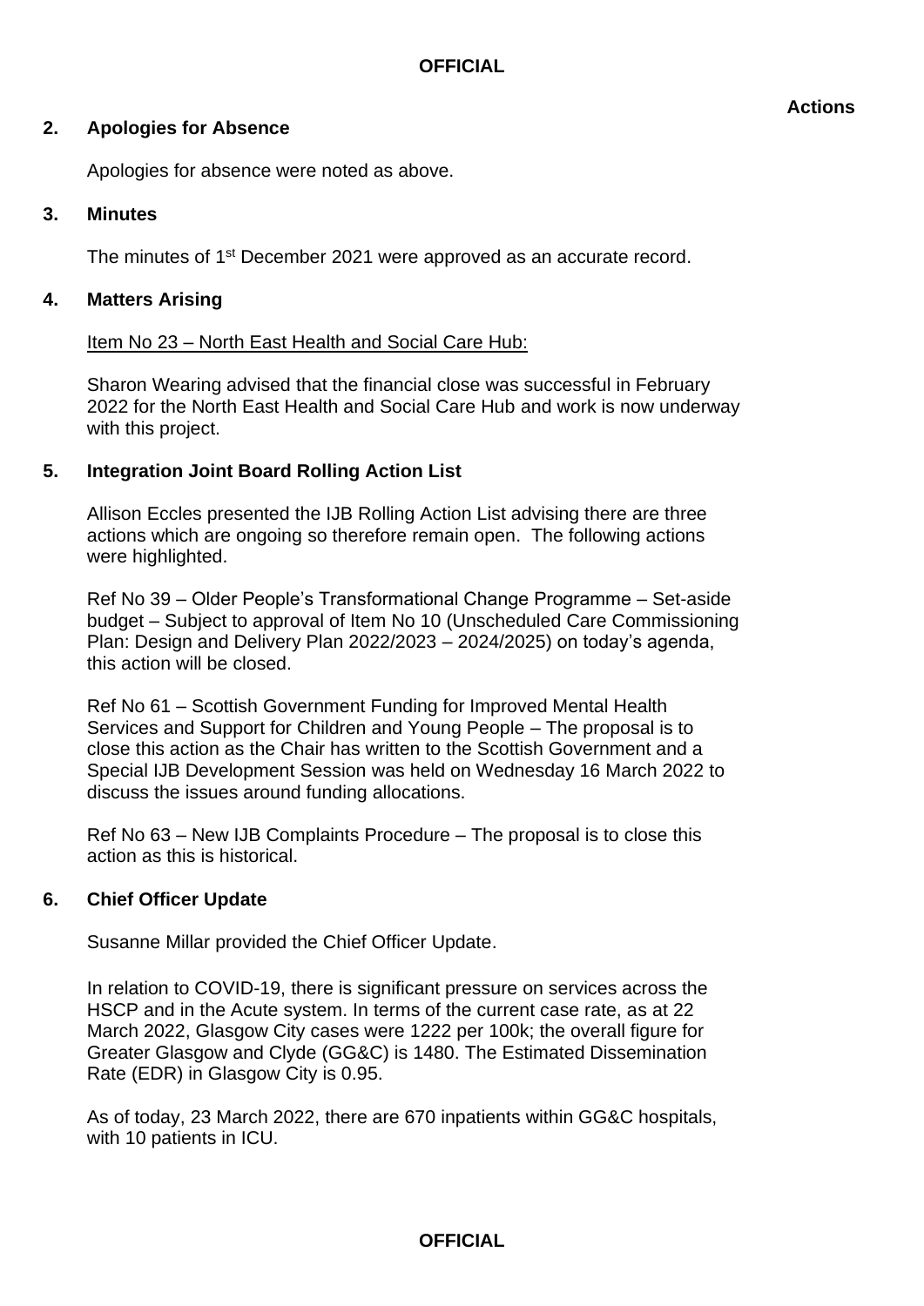**Actions**

## 2. Apologies for Absence

Apologies for absence were noted as above.

## 3. Minutes

The minutes of 1st December 2021 were approved as an accurate record.

## 4. Matters Arising

Item No 23 – North East Health and Social Care Hub:

Sharon Wearing advised that the financial close was successful in February 2022 for the North East Health and Social Care Hub and work is now underway with this project.

## 5. Integration Joint Board Rolling Action List

Allison Eccles presented the IJB Rolling Action List advising there are three actions which are ongoing so therefore remain open. The following actions were highlighted.

Ref No 39 – Older People's Transformational Change Programme – Set-aside budget – Subject to approval of Item No 10 (Unscheduled Care Commissioning Plan: Design and Delivery Plan 2022/2023 – 2024/2025) on today's agenda, this action will be closed.

Ref No 61 – Scottish Government Funding for Improved Mental Health Services and Support for Children and Young People – The proposal is to close this action as the Chair has written to the Scottish Government and a Special IJB Development Session was held on Wednesday 16 March 2022 to discuss the issues around funding allocations.

Ref No 63 – New IJB Complaints Procedure – The proposal is to close this action as this is historical.

## 6. Chief Officer Update

Susanne Millar provided the Chief Officer Update.

In relation to COVID-19, there is significant pressure on services across the HSCP and in the Acute system. In terms of the current case rate, as at 22 March 2022, Glasgow City cases were 1222 per 100k; the overall figure for Greater Glasgow and Clyde (GG&C) is 1480. The Estimated Dissemination Rate (EDR) in Glasgow City is 0.95.

As of today, 23 March 2022, there are 670 inpatients within GG&C hospitals, with 10 patients in ICU.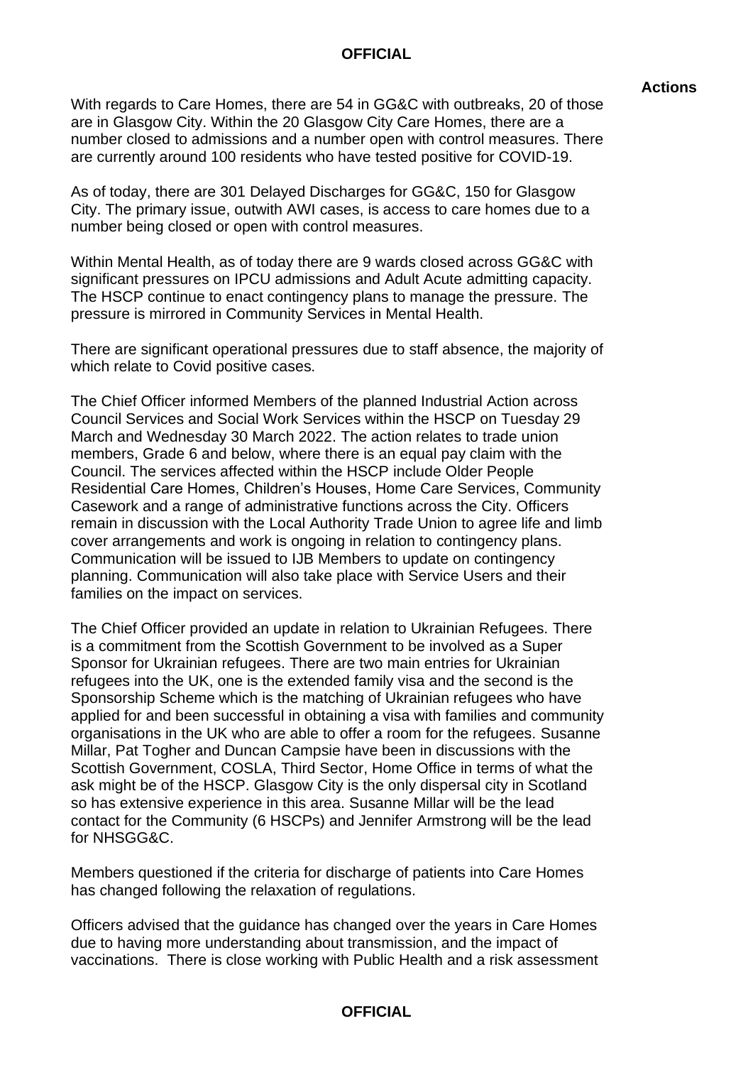**Actions**

With regards to Care Homes, there are 54 in GG&C with outbreaks, 20 of those are in Glasgow City. Within the 20 Glasgow City Care Homes, there are a number closed to admissions and a number open with control measures. There are currently around 100 residents who have tested positive for COVID-19.

As of today, there are 301 Delayed Discharges for GG&C, 150 for Glasgow City. The primary issue, outwith AWI cases, is access to care homes due to a number being closed or open with control measures.

Within Mental Health, as of today there are 9 wards closed across GG&C with significant pressures on IPCU admissions and Adult Acute admitting capacity. The HSCP continue to enact contingency plans to manage the pressure. The pressure is mirrored in Community Services in Mental Health.

There are significant operational pressures due to staff absence, the majority of which relate to Covid positive cases.

The Chief Officer informed Members of the planned Industrial Action across Council Services and Social Work Services within the HSCP on Tuesday 29 March and Wednesday 30 March 2022. The action relates to trade union members, Grade 6 and below, where there is an equal pay claim with the Council. The services affected within the HSCP include Older People Residential Care Homes, Children's Houses, Home Care Services, Community Casework and a range of administrative functions across the City. Officers remain in discussion with the Local Authority Trade Union to agree life and limb cover arrangements and work is ongoing in relation to contingency plans. Communication will be issued to IJB Members to update on contingency planning. Communication will also take place with Service Users and their families on the impact on services.

The Chief Officer provided an update in relation to Ukrainian Refugees. There is a commitment from the Scottish Government to be involved as a Super Sponsor for Ukrainian refugees. There are two main entries for Ukrainian refugees into the UK, one is the extended family visa and the second is the Sponsorship Scheme which is the matching of Ukrainian refugees who have applied for and been successful in obtaining a visa with families and community organisations in the UK who are able to offer a room for the refugees. Susanne Millar, Pat Togher and Duncan Campsie have been in discussions with the Scottish Government, COSLA, Third Sector, Home Office in terms of what the ask might be of the HSCP. Glasgow City is the only dispersal city in Scotland so has extensive experience in this area. Susanne Millar will be the lead contact for the Community (6 HSCPs) and Jennifer Armstrong will be the lead for NHSGG&C.

Members questioned if the criteria for discharge of patients into Care Homes has changed following the relaxation of regulations.

Officers advised that the guidance has changed over the years in Care Homes due to having more understanding about transmission, and the impact of vaccinations. There is close working with Public Health and a risk assessment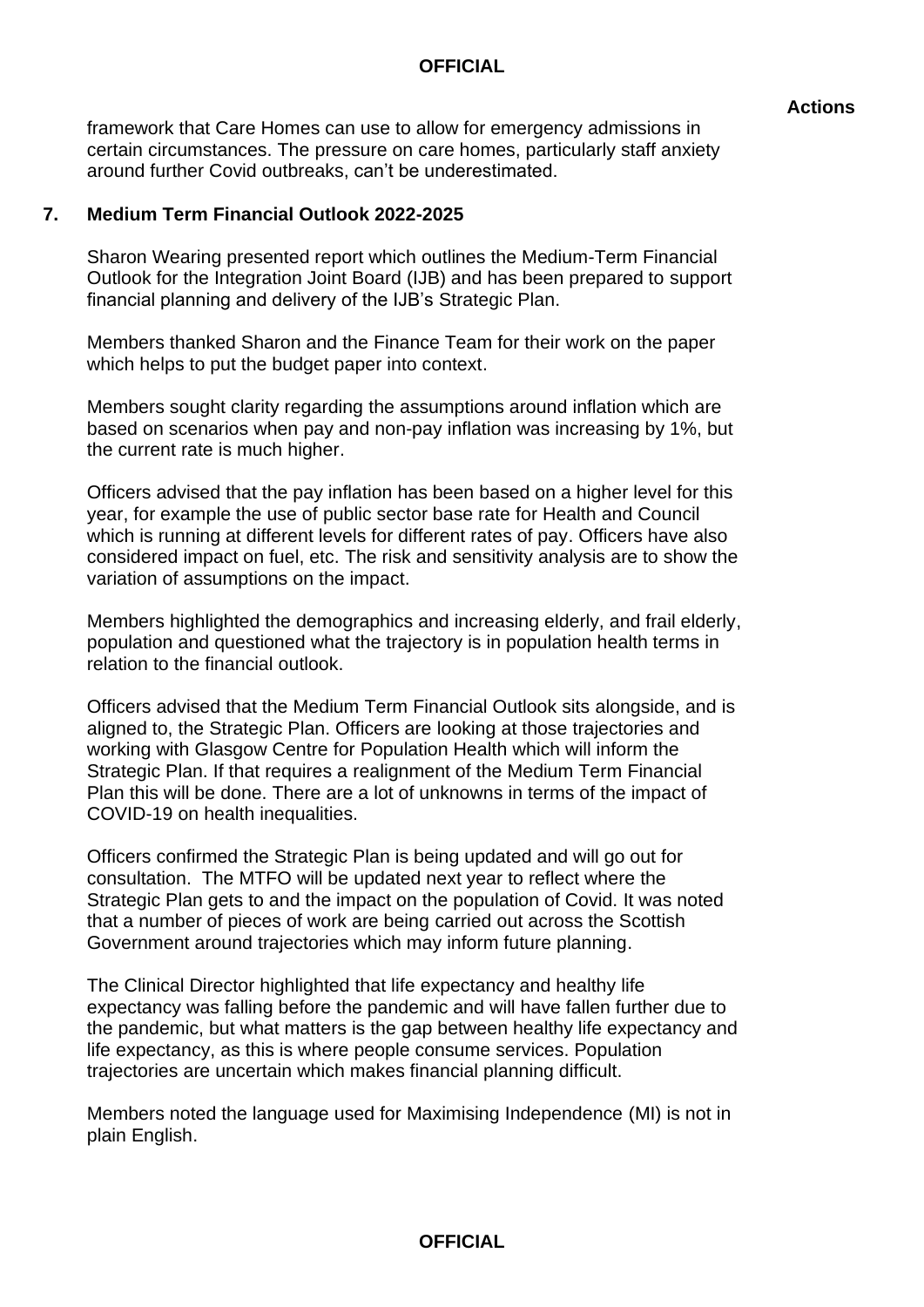**Actions**

framework that Care Homes can use to allow for emergency admissions in certain circumstances. The pressure on care homes, particularly staff anxiety around further Covid outbreaks, can't be underestimated.

## 7. Medium Term Financial Outlook 2022-2025

Sharon Wearing presented report which outlines the Medium-Term Financial Outlook for the Integration Joint Board (IJB) and has been prepared to support financial planning and delivery of the IJB's Strategic Plan.

Members thanked Sharon and the Finance Team for their work on the paper which helps to put the budget paper into context.

Members sought clarity regarding the assumptions around inflation which are based on scenarios when pay and non-pay inflation was increasing by 1%, but the current rate is much higher.

Officers advised that the pay inflation has been based on a higher level for this year, for example the use of public sector base rate for Health and Council which is running at different levels for different rates of pay. Officers have also considered impact on fuel, etc. The risk and sensitivity analysis are to show the variation of assumptions on the impact.

Members highlighted the demographics and increasing elderly, and frail elderly, population and questioned what the trajectory is in population health terms in relation to the financial outlook.

Officers advised that the Medium Term Financial Outlook sits alongside, and is aligned to, the Strategic Plan. Officers are looking at those trajectories and working with Glasgow Centre for Population Health which will inform the Strategic Plan. If that requires a realignment of the Medium Term Financial Plan this will be done. There are a lot of unknowns in terms of the impact of COVID-19 on health inequalities.

Officers confirmed the Strategic Plan is being updated and will go out for consultation. The MTFO will be updated next year to reflect where the Strategic Plan gets to and the impact on the population of Covid. It was noted that a number of pieces of work are being carried out across the Scottish Government around trajectories which may inform future planning.

The Clinical Director highlighted that life expectancy and healthy life expectancy was falling before the pandemic and will have fallen further due to the pandemic, but what matters is the gap between healthy life expectancy and life expectancy, as this is where people consume services. Population trajectories are uncertain which makes financial planning difficult.

Members noted the language used for Maximising Independence (MI) is not in plain English.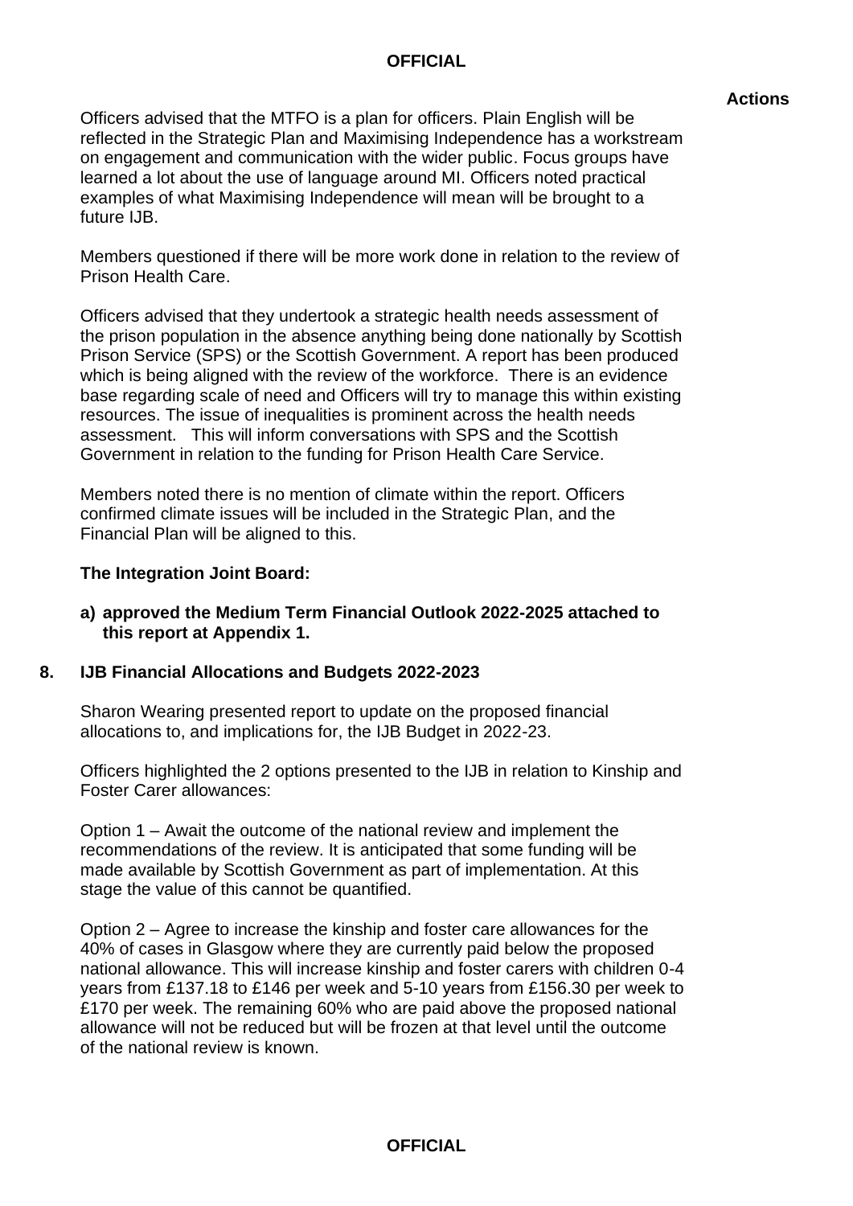**Actions**

Officers advised that the MTFO is a plan for officers. Plain English will be reflected in the Strategic Plan and Maximising Independence has a workstream on engagement and communication with the wider public. Focus groups have learned a lot about the use of language around MI. Officers noted practical examples of what Maximising Independence will mean will be brought to a future IJB.

Members questioned if there will be more work done in relation to the review of Prison Health Care.

Officers advised that they undertook a strategic health needs assessment of the prison population in the absence anything being done nationally by Scottish Prison Service (SPS) or the Scottish Government. A report has been produced which is being aligned with the review of the workforce. There is an evidence base regarding scale of need and Officers will try to manage this within existing resources. The issue of inequalities is prominent across the health needs assessment. This will inform conversations with SPS and the Scottish Government in relation to the funding for Prison Health Care Service.

Members noted there is no mention of climate within the report. Officers confirmed climate issues will be included in the Strategic Plan, and the Financial Plan will be aligned to this.

**The Integration Joint Board:**

**a) approved the Medium Term Financial Outlook 2022-2025 attached to this report at Appendix 1.**

## 8. IJB Financial Allocations and Budgets 2022-2023

Sharon Wearing presented report to update on the proposed financial allocations to, and implications for, the IJB Budget in 2022-23.

Officers highlighted the 2 options presented to the IJB in relation to Kinship and Foster Carer allowances:

Option 1 – Await the outcome of the national review and implement the recommendations of the review. It is anticipated that some funding will be made available by Scottish Government as part of implementation. At this stage the value of this cannot be quantified.

Option 2 – Agree to increase the kinship and foster care allowances for the 40% of cases in Glasgow where they are currently paid below the proposed national allowance. This will increase kinship and foster carers with children 0-4 years from £137.18 to £146 per week and 5-10 years from £156.30 per week to £170 per week. The remaining 60% who are paid above the proposed national allowance will not be reduced but will be frozen at that level until the outcome of the national review is known.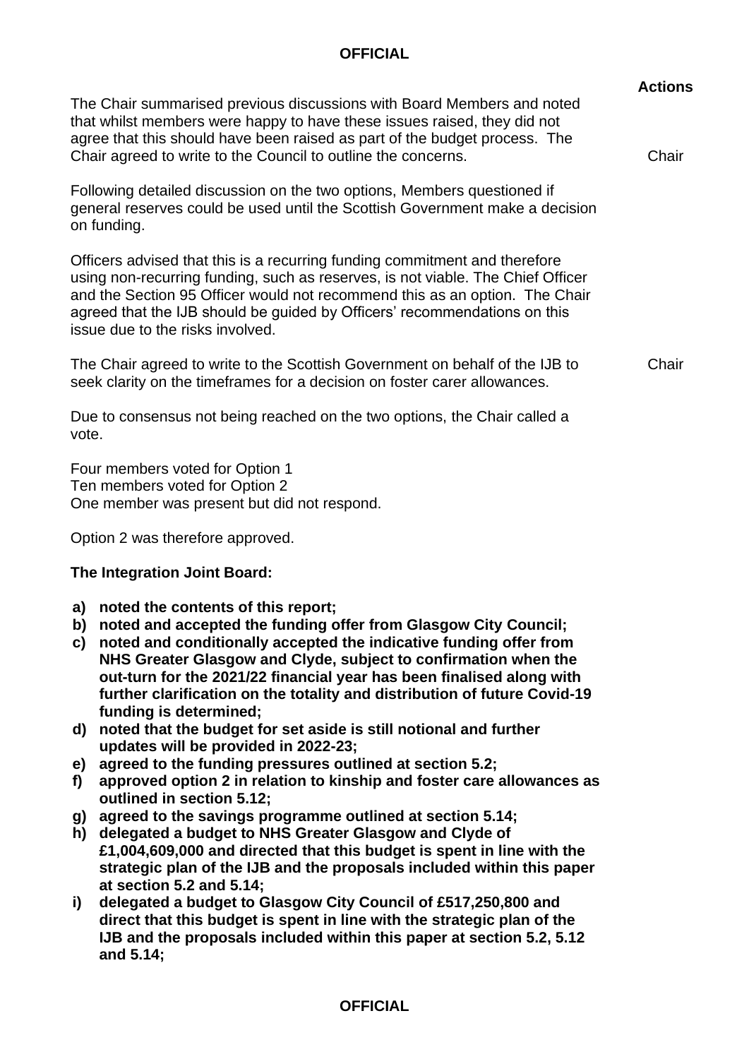| | Actions |
|---|---|
| The Chair summarised previous discussions with Board Members and noted that whilst members were happy to have these issues raised, they did not agree that this should have been raised as part of the budget process. The Chair agreed to write to the Council to outline the concerns. | Chair |
| Following detailed discussion on the two options, Members questioned if general reserves could be used until the Scottish Government make a decision on funding. | |
| Officers advised that this is a recurring funding commitment and therefore using non-recurring funding, such as reserves, is not viable. The Chief Officer and the Section 95 Officer would not recommend this as an option. The Chair agreed that the IJB should be guided by Officers' recommendations on this issue due to the risks involved. | |
| The Chair agreed to write to the Scottish Government on behalf of the IJB to seek clarity on the timeframes for a decision on foster carer allowances. | Chair |

Due to consensus not being reached on the two options, the Chair called a vote.

Four members voted for Option 1
Ten members voted for Option 2
One member was present but did not respond.

Option 2 was therefore approved.

**The Integration Joint Board:**

- **a) noted the contents of this report;**
- **b) noted and accepted the funding offer from Glasgow City Council;**
- **c) noted and conditionally accepted the indicative funding offer from NHS Greater Glasgow and Clyde, subject to confirmation when the out-turn for the 2021/22 financial year has been finalised along with further clarification on the totality and distribution of future Covid-19 funding is determined;**
- **d) noted that the budget for set aside is still notional and further updates will be provided in 2022-23;**
- **e) agreed to the funding pressures outlined at section 5.2;**
- **f) approved option 2 in relation to kinship and foster care allowances as outlined in section 5.12;**
- **g) agreed to the savings programme outlined at section 5.14;**
- **h) delegated a budget to NHS Greater Glasgow and Clyde of £1,004,609,000 and directed that this budget is spent in line with the strategic plan of the IJB and the proposals included within this paper at section 5.2 and 5.14;**
- **i) delegated a budget to Glasgow City Council of £517,250,800 and direct that this budget is spent in line with the strategic plan of the IJB and the proposals included within this paper at section 5.2, 5.12 and 5.14;**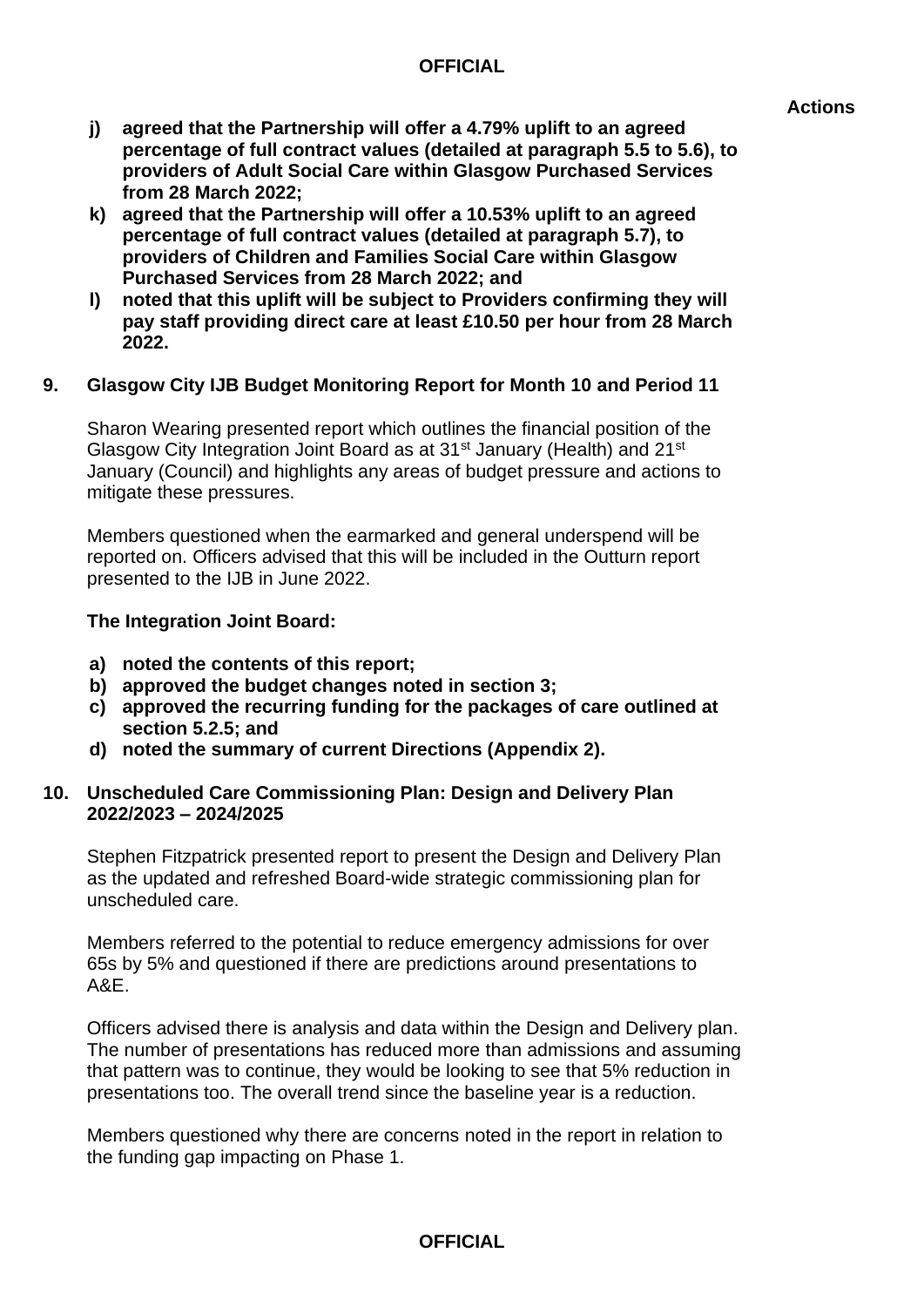**Actions**

- **j) agreed that the Partnership will offer a 4.79% uplift to an agreed percentage of full contract values (detailed at paragraph 5.5 to 5.6), to providers of Adult Social Care within Glasgow Purchased Services from 28 March 2022;**
- **k) agreed that the Partnership will offer a 10.53% uplift to an agreed percentage of full contract values (detailed at paragraph 5.7), to providers of Children and Families Social Care within Glasgow Purchased Services from 28 March 2022; and**
- **l) noted that this uplift will be subject to Providers confirming they will pay staff providing direct care at least £10.50 per hour from 28 March 2022.**

## 9. Glasgow City IJB Budget Monitoring Report for Month 10 and Period 11

Sharon Wearing presented report which outlines the financial position of the Glasgow City Integration Joint Board as at 31st January (Health) and 21st January (Council) and highlights any areas of budget pressure and actions to mitigate these pressures.

Members questioned when the earmarked and general underspend will be reported on. Officers advised that this will be included in the Outturn report presented to the IJB in June 2022.

**The Integration Joint Board:**

- **a) noted the contents of this report;**
- **b) approved the budget changes noted in section 3;**
- **c) approved the recurring funding for the packages of care outlined at section 5.2.5; and**
- **d) noted the summary of current Directions (Appendix 2).**

## 10. Unscheduled Care Commissioning Plan: Design and Delivery Plan 2022/2023 – 2024/2025

Stephen Fitzpatrick presented report to present the Design and Delivery Plan as the updated and refreshed Board-wide strategic commissioning plan for unscheduled care.

Members referred to the potential to reduce emergency admissions for over 65s by 5% and questioned if there are predictions around presentations to A&E.

Officers advised there is analysis and data within the Design and Delivery plan. The number of presentations has reduced more than admissions and assuming that pattern was to continue, they would be looking to see that 5% reduction in presentations too. The overall trend since the baseline year is a reduction.

Members questioned why there are concerns noted in the report in relation to the funding gap impacting on Phase 1.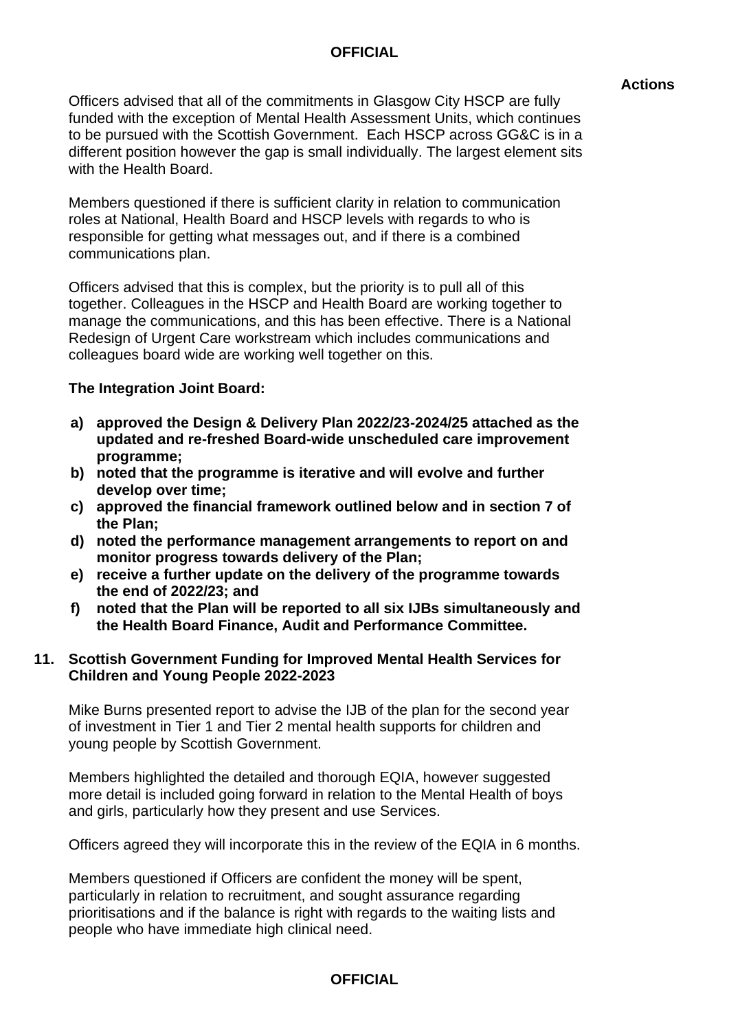**Actions**

Officers advised that all of the commitments in Glasgow City HSCP are fully funded with the exception of Mental Health Assessment Units, which continues to be pursued with the Scottish Government. Each HSCP across GG&C is in a different position however the gap is small individually. The largest element sits with the Health Board.

Members questioned if there is sufficient clarity in relation to communication roles at National, Health Board and HSCP levels with regards to who is responsible for getting what messages out, and if there is a combined communications plan.

Officers advised that this is complex, but the priority is to pull all of this together. Colleagues in the HSCP and Health Board are working together to manage the communications, and this has been effective. There is a National Redesign of Urgent Care workstream which includes communications and colleagues board wide are working well together on this.

**The Integration Joint Board:**

**a) approved the Design & Delivery Plan 2022/23-2024/25 attached as the updated and re-freshed Board-wide unscheduled care improvement programme;**
**b) noted that the programme is iterative and will evolve and further develop over time;**
**c) approved the financial framework outlined below and in section 7 of the Plan;**
**d) noted the performance management arrangements to report on and monitor progress towards delivery of the Plan;**
**e) receive a further update on the delivery of the programme towards the end of 2022/23; and**
**f) noted that the Plan will be reported to all six IJBs simultaneously and the Health Board Finance, Audit and Performance Committee.**

## 11. Scottish Government Funding for Improved Mental Health Services for Children and Young People 2022-2023

Mike Burns presented report to advise the IJB of the plan for the second year of investment in Tier 1 and Tier 2 mental health supports for children and young people by Scottish Government.

Members highlighted the detailed and thorough EQIA, however suggested more detail is included going forward in relation to the Mental Health of boys and girls, particularly how they present and use Services.

Officers agreed they will incorporate this in the review of the EQIA in 6 months.

Members questioned if Officers are confident the money will be spent, particularly in relation to recruitment, and sought assurance regarding prioritisations and if the balance is right with regards to the waiting lists and people who have immediate high clinical need.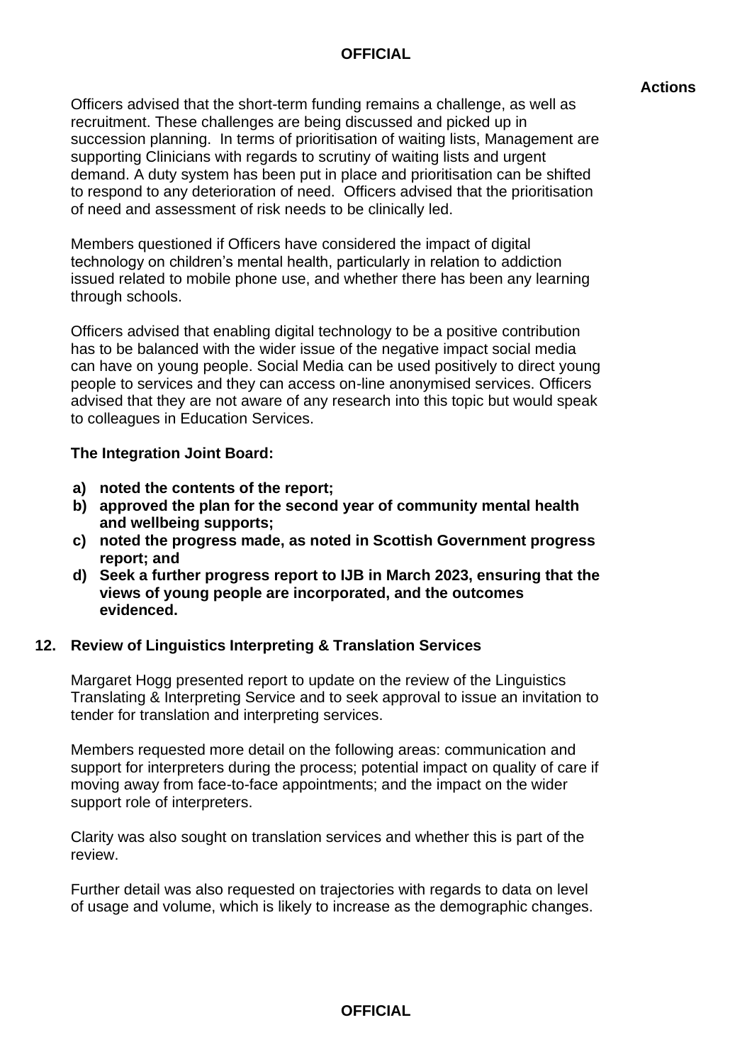**Actions**

Officers advised that the short-term funding remains a challenge, as well as recruitment. These challenges are being discussed and picked up in succession planning. In terms of prioritisation of waiting lists, Management are supporting Clinicians with regards to scrutiny of waiting lists and urgent demand. A duty system has been put in place and prioritisation can be shifted to respond to any deterioration of need. Officers advised that the prioritisation of need and assessment of risk needs to be clinically led.

Members questioned if Officers have considered the impact of digital technology on children's mental health, particularly in relation to addiction issued related to mobile phone use, and whether there has been any learning through schools.

Officers advised that enabling digital technology to be a positive contribution has to be balanced with the wider issue of the negative impact social media can have on young people. Social Media can be used positively to direct young people to services and they can access on-line anonymised services. Officers advised that they are not aware of any research into this topic but would speak to colleagues in Education Services.

**The Integration Joint Board:**

- **a) noted the contents of the report;**
- **b) approved the plan for the second year of community mental health and wellbeing supports;**
- **c) noted the progress made, as noted in Scottish Government progress report; and**
- **d) Seek a further progress report to IJB in March 2023, ensuring that the views of young people are incorporated, and the outcomes evidenced.**

## 12. Review of Linguistics Interpreting & Translation Services

Margaret Hogg presented report to update on the review of the Linguistics Translating & Interpreting Service and to seek approval to issue an invitation to tender for translation and interpreting services.

Members requested more detail on the following areas: communication and support for interpreters during the process; potential impact on quality of care if moving away from face-to-face appointments; and the impact on the wider support role of interpreters.

Clarity was also sought on translation services and whether this is part of the review.

Further detail was also requested on trajectories with regards to data on level of usage and volume, which is likely to increase as the demographic changes.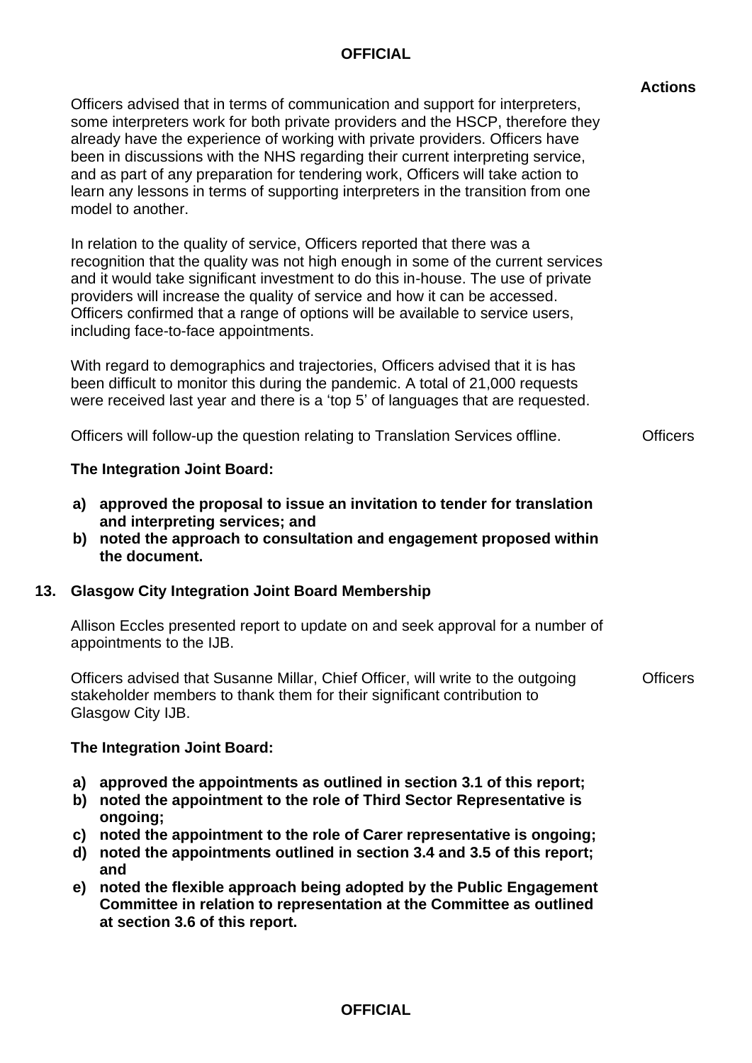**Actions**

Officers advised that in terms of communication and support for interpreters, some interpreters work for both private providers and the HSCP, therefore they already have the experience of working with private providers. Officers have been in discussions with the NHS regarding their current interpreting service, and as part of any preparation for tendering work, Officers will take action to learn any lessons in terms of supporting interpreters in the transition from one model to another.

In relation to the quality of service, Officers reported that there was a recognition that the quality was not high enough in some of the current services and it would take significant investment to do this in-house. The use of private providers will increase the quality of service and how it can be accessed. Officers confirmed that a range of options will be available to service users, including face-to-face appointments.

With regard to demographics and trajectories, Officers advised that it is has been difficult to monitor this during the pandemic. A total of 21,000 requests were received last year and there is a 'top 5' of languages that are requested.

Officers will follow-up the question relating to Translation Services offline. — Officers

**The Integration Joint Board:**

**a) approved the proposal to issue an invitation to tender for translation and interpreting services; and**
**b) noted the approach to consultation and engagement proposed within the document.**

## 13. Glasgow City Integration Joint Board Membership

Allison Eccles presented report to update on and seek approval for a number of appointments to the IJB.

Officers advised that Susanne Millar, Chief Officer, will write to the outgoing stakeholder members to thank them for their significant contribution to Glasgow City IJB. — Officers

**The Integration Joint Board:**

**a) approved the appointments as outlined in section 3.1 of this report;**
**b) noted the appointment to the role of Third Sector Representative is ongoing;**
**c) noted the appointment to the role of Carer representative is ongoing;**
**d) noted the appointments outlined in section 3.4 and 3.5 of this report; and**
**e) noted the flexible approach being adopted by the Public Engagement Committee in relation to representation at the Committee as outlined at section 3.6 of this report.**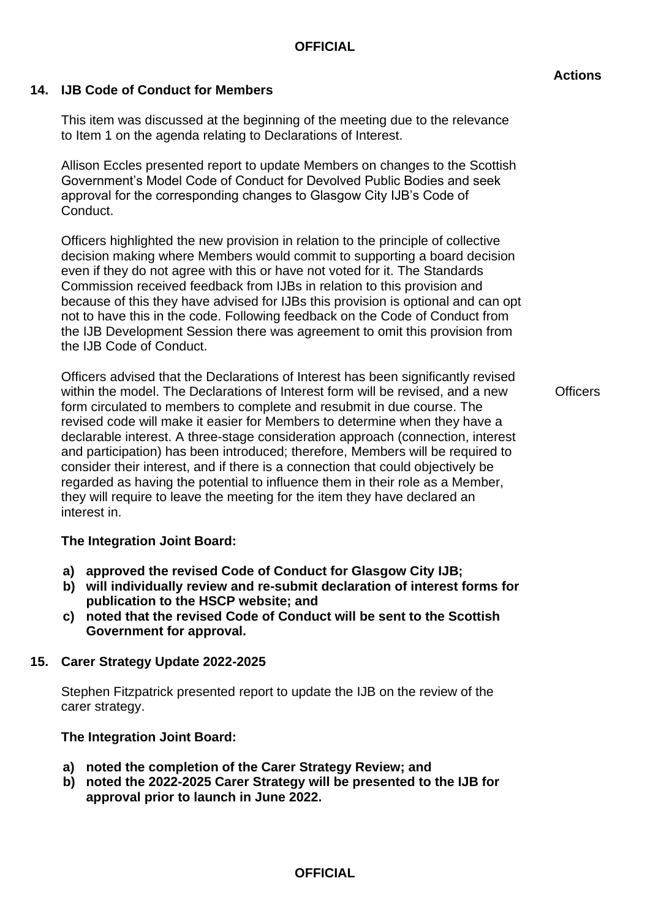**Actions**

## 14. IJB Code of Conduct for Members

This item was discussed at the beginning of the meeting due to the relevance to Item 1 on the agenda relating to Declarations of Interest.

Allison Eccles presented report to update Members on changes to the Scottish Government's Model Code of Conduct for Devolved Public Bodies and seek approval for the corresponding changes to Glasgow City IJB's Code of Conduct.

Officers highlighted the new provision in relation to the principle of collective decision making where Members would commit to supporting a board decision even if they do not agree with this or have not voted for it. The Standards Commission received feedback from IJBs in relation to this provision and because of this they have advised for IJBs this provision is optional and can opt not to have this in the code. Following feedback on the Code of Conduct from the IJB Development Session there was agreement to omit this provision from the IJB Code of Conduct.

Officers advised that the Declarations of Interest has been significantly revised within the model. The Declarations of Interest form will be revised, and a new form circulated to members to complete and resubmit in due course. The revised code will make it easier for Members to determine when they have a declarable interest. A three-stage consideration approach (connection, interest and participation) has been introduced; therefore, Members will be required to consider their interest, and if there is a connection that could objectively be regarded as having the potential to influence them in their role as a Member, they will require to leave the meeting for the item they have declared an interest in. — **Officers**

**The Integration Joint Board:**

**a) approved the revised Code of Conduct for Glasgow City IJB;**
**b) will individually review and re-submit declaration of interest forms for publication to the HSCP website; and**
**c) noted that the revised Code of Conduct will be sent to the Scottish Government for approval.**

## 15. Carer Strategy Update 2022-2025

Stephen Fitzpatrick presented report to update the IJB on the review of the carer strategy.

**The Integration Joint Board:**

**a) noted the completion of the Carer Strategy Review; and**
**b) noted the 2022-2025 Carer Strategy will be presented to the IJB for approval prior to launch in June 2022.**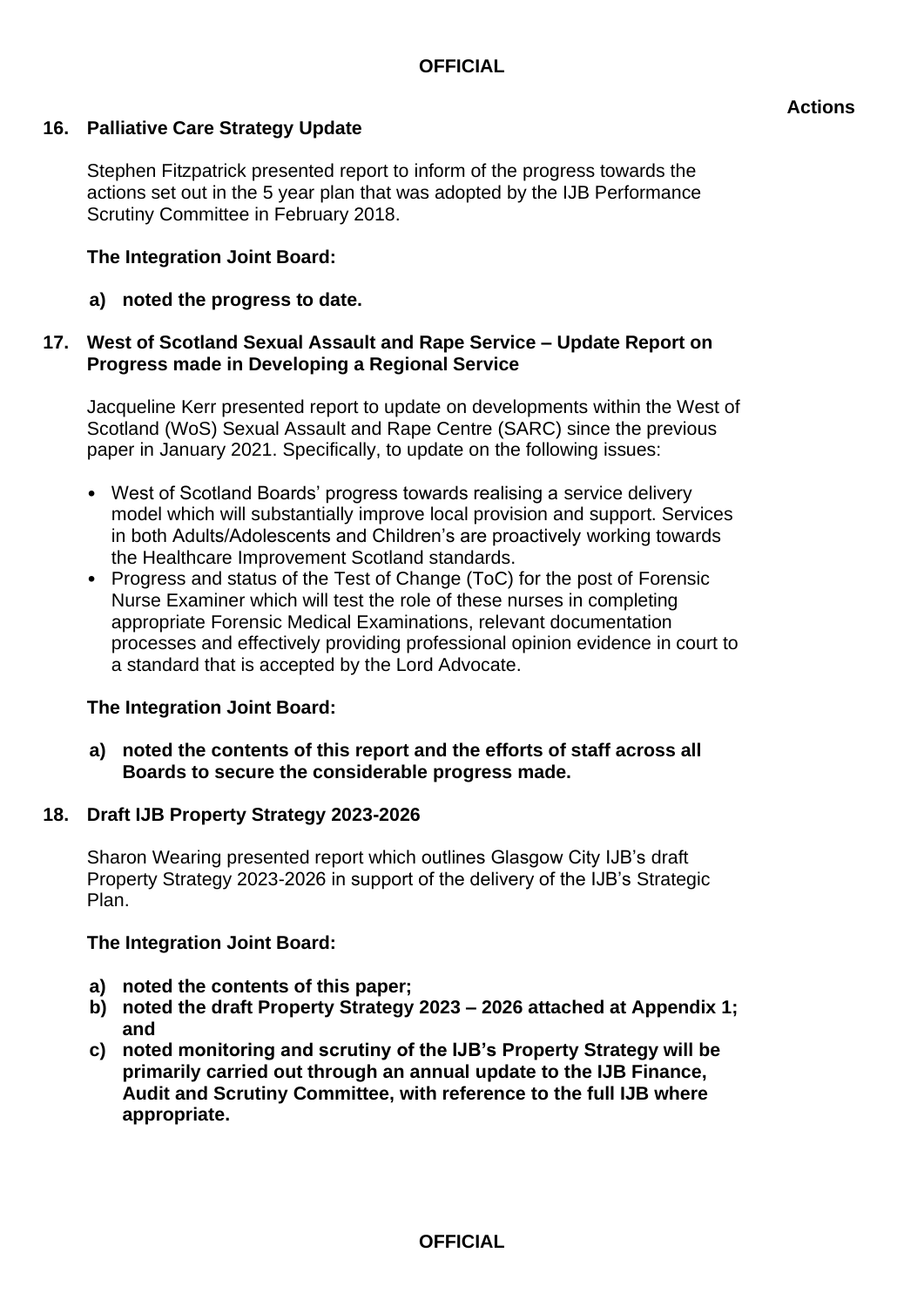**Actions**

## 16. Palliative Care Strategy Update

Stephen Fitzpatrick presented report to inform of the progress towards the actions set out in the 5 year plan that was adopted by the IJB Performance Scrutiny Committee in February 2018.

**The Integration Joint Board:**

**a) noted the progress to date.**

## 17. West of Scotland Sexual Assault and Rape Service – Update Report on Progress made in Developing a Regional Service

Jacqueline Kerr presented report to update on developments within the West of Scotland (WoS) Sexual Assault and Rape Centre (SARC) since the previous paper in January 2021. Specifically, to update on the following issues:

- West of Scotland Boards' progress towards realising a service delivery model which will substantially improve local provision and support. Services in both Adults/Adolescents and Children's are proactively working towards the Healthcare Improvement Scotland standards.
- Progress and status of the Test of Change (ToC) for the post of Forensic Nurse Examiner which will test the role of these nurses in completing appropriate Forensic Medical Examinations, relevant documentation processes and effectively providing professional opinion evidence in court to a standard that is accepted by the Lord Advocate.

**The Integration Joint Board:**

**a) noted the contents of this report and the efforts of staff across all Boards to secure the considerable progress made.**

## 18. Draft IJB Property Strategy 2023-2026

Sharon Wearing presented report which outlines Glasgow City IJB's draft Property Strategy 2023-2026 in support of the delivery of the IJB's Strategic Plan.

**The Integration Joint Board:**

**a) noted the contents of this paper;**
**b) noted the draft Property Strategy 2023 – 2026 attached at Appendix 1; and**
**c) noted monitoring and scrutiny of the IJB's Property Strategy will be primarily carried out through an annual update to the IJB Finance, Audit and Scrutiny Committee, with reference to the full IJB where appropriate.**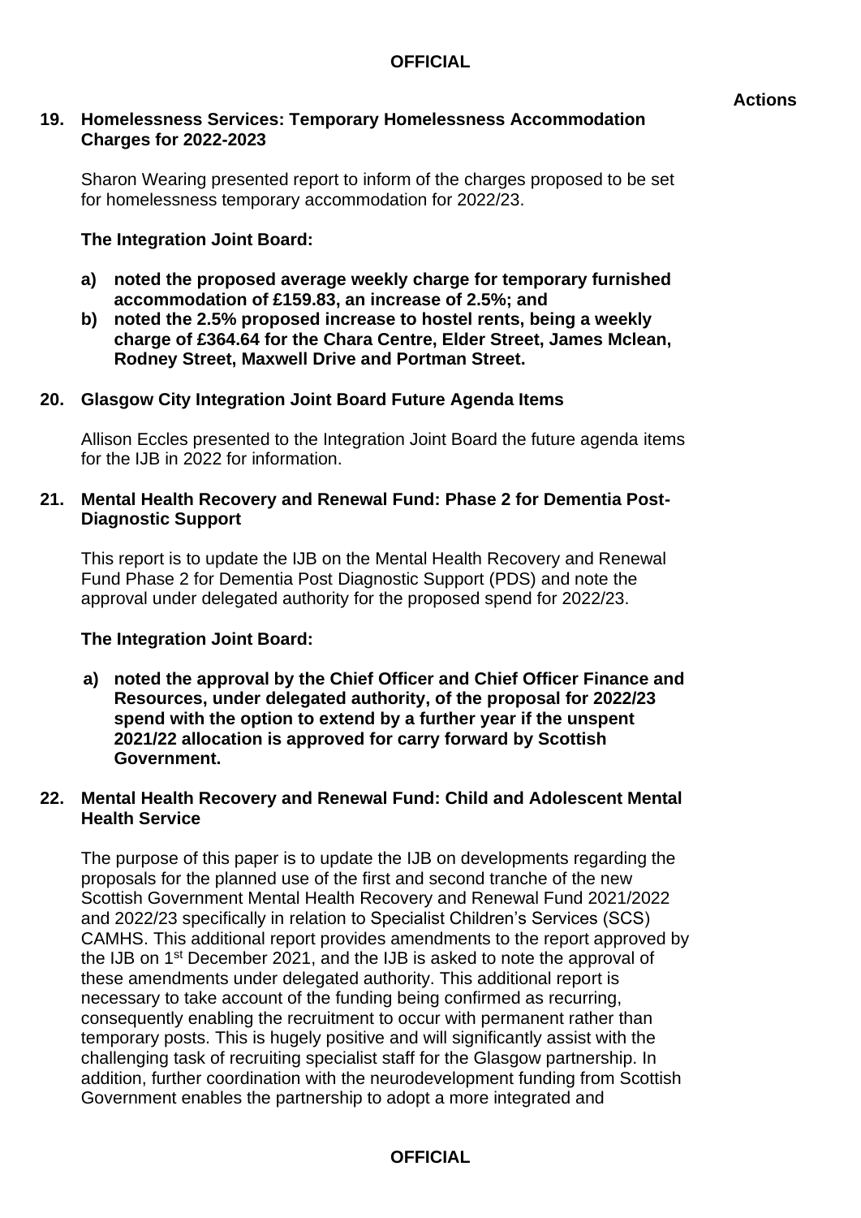**Actions**

**19. Homelessness Services: Temporary Homelessness Accommodation Charges for 2022-2023**

Sharon Wearing presented report to inform of the charges proposed to be set for homelessness temporary accommodation for 2022/23.

**The Integration Joint Board:**

- **a) noted the proposed average weekly charge for temporary furnished accommodation of £159.83, an increase of 2.5%; and**
- **b) noted the 2.5% proposed increase to hostel rents, being a weekly charge of £364.64 for the Chara Centre, Elder Street, James Mclean, Rodney Street, Maxwell Drive and Portman Street.**

**20. Glasgow City Integration Joint Board Future Agenda Items**

Allison Eccles presented to the Integration Joint Board the future agenda items for the IJB in 2022 for information.

**21. Mental Health Recovery and Renewal Fund: Phase 2 for Dementia Post-Diagnostic Support**

This report is to update the IJB on the Mental Health Recovery and Renewal Fund Phase 2 for Dementia Post Diagnostic Support (PDS) and note the approval under delegated authority for the proposed spend for 2022/23.

**The Integration Joint Board:**

- **a) noted the approval by the Chief Officer and Chief Officer Finance and Resources, under delegated authority, of the proposal for 2022/23 spend with the option to extend by a further year if the unspent 2021/22 allocation is approved for carry forward by Scottish Government.**

**22. Mental Health Recovery and Renewal Fund: Child and Adolescent Mental Health Service**

The purpose of this paper is to update the IJB on developments regarding the proposals for the planned use of the first and second tranche of the new Scottish Government Mental Health Recovery and Renewal Fund 2021/2022 and 2022/23 specifically in relation to Specialist Children's Services (SCS) CAMHS. This additional report provides amendments to the report approved by the IJB on 1st December 2021, and the IJB is asked to note the approval of these amendments under delegated authority. This additional report is necessary to take account of the funding being confirmed as recurring, consequently enabling the recruitment to occur with permanent rather than temporary posts. This is hugely positive and will significantly assist with the challenging task of recruiting specialist staff for the Glasgow partnership. In addition, further coordination with the neurodevelopment funding from Scottish Government enables the partnership to adopt a more integrated and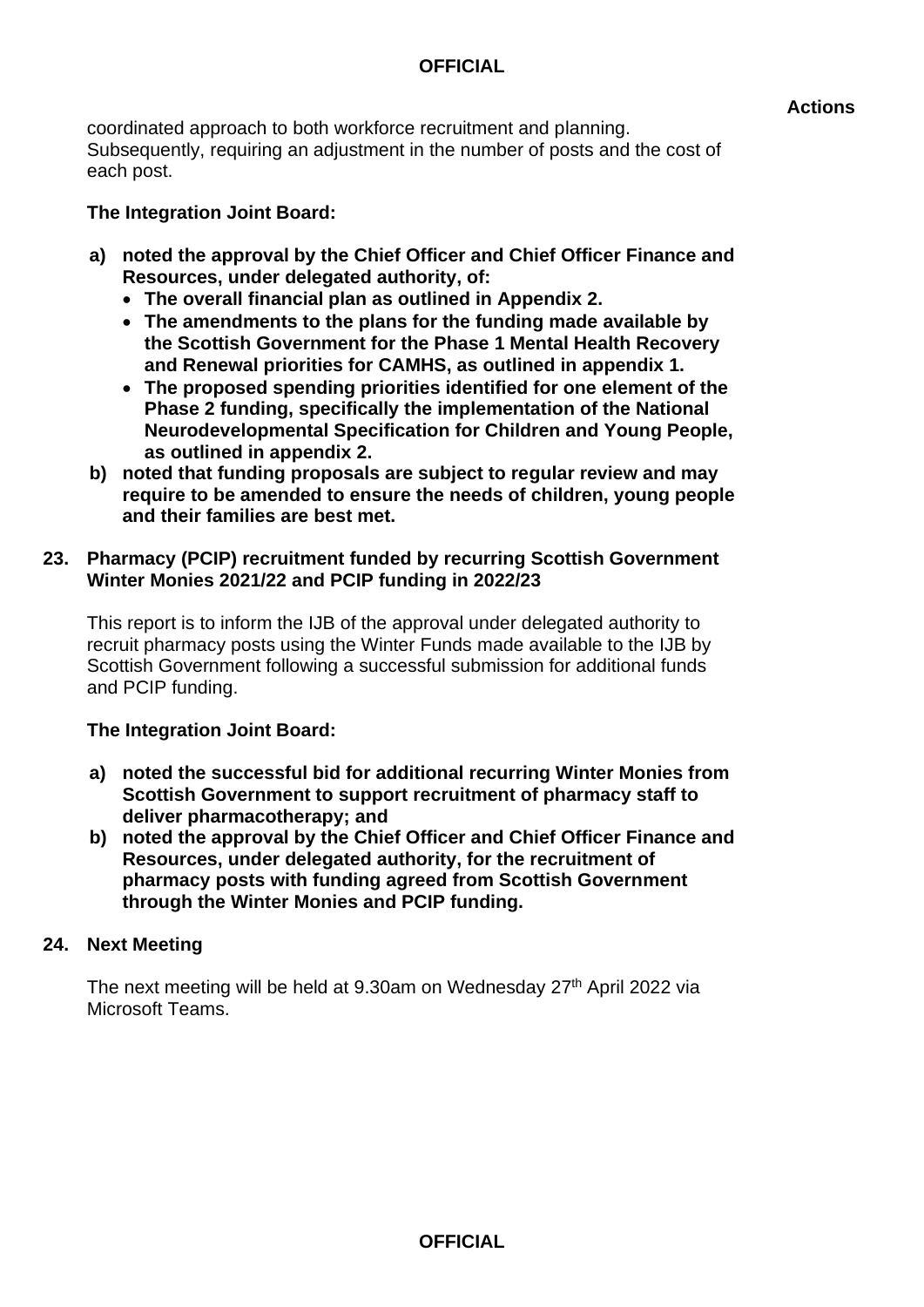**Actions**

coordinated approach to both workforce recruitment and planning. Subsequently, requiring an adjustment in the number of posts and the cost of each post.

**The Integration Joint Board:**

a) **noted the approval by the Chief Officer and Chief Officer Finance and Resources, under delegated authority, of:**
   - **The overall financial plan as outlined in Appendix 2.**
   - **The amendments to the plans for the funding made available by the Scottish Government for the Phase 1 Mental Health Recovery and Renewal priorities for CAMHS, as outlined in appendix 1.**
   - **The proposed spending priorities identified for one element of the Phase 2 funding, specifically the implementation of the National Neurodevelopmental Specification for Children and Young People, as outlined in appendix 2.**

b) **noted that funding proposals are subject to regular review and may require to be amended to ensure the needs of children, young people and their families are best met.**

**23. Pharmacy (PCIP) recruitment funded by recurring Scottish Government Winter Monies 2021/22 and PCIP funding in 2022/23**

This report is to inform the IJB of the approval under delegated authority to recruit pharmacy posts using the Winter Funds made available to the IJB by Scottish Government following a successful submission for additional funds and PCIP funding.

**The Integration Joint Board:**

a) **noted the successful bid for additional recurring Winter Monies from Scottish Government to support recruitment of pharmacy staff to deliver pharmacotherapy; and**

b) **noted the approval by the Chief Officer and Chief Officer Finance and Resources, under delegated authority, for the recruitment of pharmacy posts with funding agreed from Scottish Government through the Winter Monies and PCIP funding.**

**24. Next Meeting**

The next meeting will be held at 9.30am on Wednesday 27th April 2022 via Microsoft Teams.